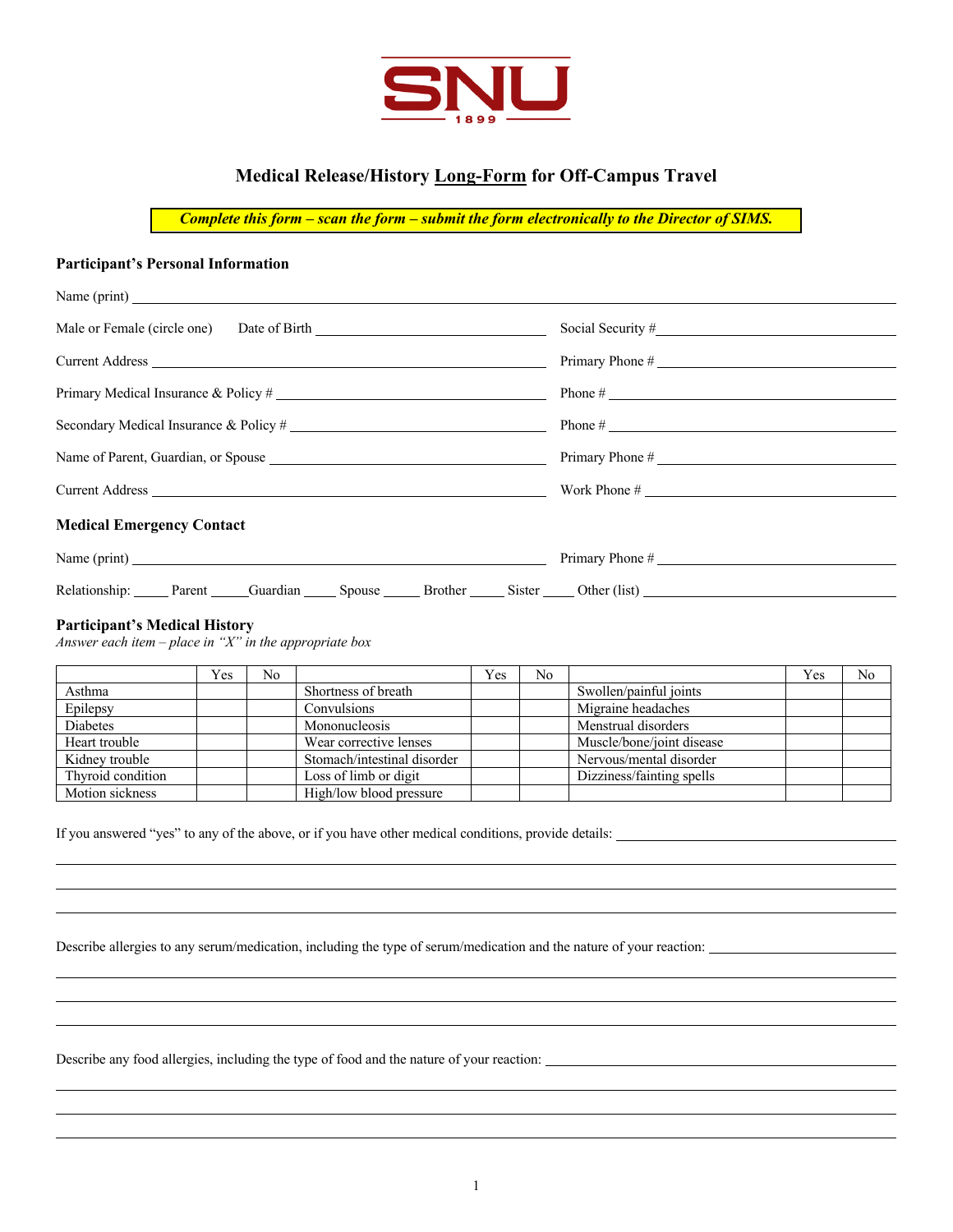SNU
1899

# Medical Release/History Long-Form for Off-Campus Travel

***Complete this form – scan the form – submit the form electronically to the Director of SIMS.***

## Participant's Personal Information

Name (print) ______________________________________________

Male or Female (circle one) Date of Birth ____________________ Social Security # ____________________

Current Address ____________________ Primary Phone # ____________________

Primary Medical Insurance & Policy # ____________________ Phone # ____________________

Secondary Medical Insurance & Policy # ____________________ Phone # ____________________

Name of Parent, Guardian, or Spouse ____________________ Primary Phone # ____________________

Current Address ____________________ Work Phone # ____________________

## Medical Emergency Contact

Name (print) ____________________ Primary Phone # ____________________

Relationship: _____ Parent _____Guardian _____ Spouse _____ Brother _____ Sister _____ Other (list) ____________________

## Participant's Medical History

*Answer each item – place in "X" in the appropriate box*

| | Yes | No | | Yes | No | | Yes | No |
|---|---|---|---|---|---|---|---|---|
| Asthma | | | Shortness of breath | | | Swollen/painful joints | | |
| Epilepsy | | | Convulsions | | | Migraine headaches | | |
| Diabetes | | | Mononucleosis | | | Menstrual disorders | | |
| Heart trouble | | | Wear corrective lenses | | | Muscle/bone/joint disease | | |
| Kidney trouble | | | Stomach/intestinal disorder | | | Nervous/mental disorder | | |
| Thyroid condition | | | Loss of limb or digit | | | Dizziness/fainting spells | | |
| Motion sickness | | | High/low blood pressure | | | | | |

If you answered "yes" to any of the above, or if you have other medical conditions, provide details: ____________________

______________________________________________

______________________________________________

______________________________________________

Describe allergies to any serum/medication, including the type of serum/medication and the nature of your reaction: ____________________

______________________________________________

______________________________________________

______________________________________________

Describe any food allergies, including the type of food and the nature of your reaction: ____________________

______________________________________________

______________________________________________

______________________________________________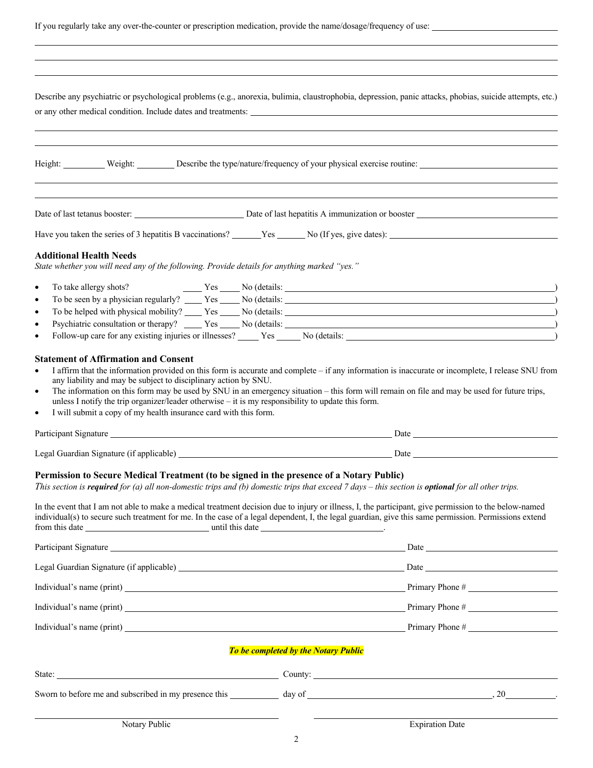If you regularly take any over-the-counter or prescription medication, provide the name/dosage/frequency of use: ______________________________

______________________________________________________________________________

______________________________________________________________________________

______________________________________________________________________________

Describe any psychiatric or psychological problems (e.g., anorexia, bulimia, claustrophobia, depression, panic attacks, phobias, suicide attempts, etc.) or any other medical condition. Include dates and treatments: ______________________________

______________________________________________________________________________

______________________________________________________________________________

Height: __________ Weight: _________ Describe the type/nature/frequency of your physical exercise routine: ______________________________

______________________________________________________________________________

______________________________________________________________________________

Date of last tetanus booster: ________________________ Date of last hepatitis A immunization or booster ________________________

Have you taken the series of 3 hepatitis B vaccinations? _______Yes _______ No (If yes, give dates): ________________________

### Additional Health Needs

*State whether you will need any of the following. Provide details for anything marked "yes."*

- To take allergy shots? _____ Yes _____ No (details: ______________________________)
- To be seen by a physician regularly? _____ Yes _____ No (details: ______________________________)
- To be helped with physical mobility? _____ Yes _____ No (details: ______________________________)
- Psychiatric consultation or therapy? _____ Yes _____ No (details: ______________________________)
- Follow-up care for any existing injuries or illnesses? _____ Yes _____ No (details: ______________________________)

### Statement of Affirmation and Consent

- I affirm that the information provided on this form is accurate and complete – if any information is inaccurate or incomplete, I release SNU from any liability and may be subject to disciplinary action by SNU.
- The information on this form may be used by SNU in an emergency situation – this form will remain on file and may be used for future trips, unless I notify the trip organizer/leader otherwise – it is my responsibility to update this form.
- I will submit a copy of my health insurance card with this form.

Participant Signature ______________________________ Date ______________________

Legal Guardian Signature (if applicable) ______________________________ Date ______________________

### Permission to Secure Medical Treatment (to be signed in the presence of a Notary Public)

*This section is **required** for (a) all non-domestic trips and (b) domestic trips that exceed 7 days – this section is **optional** for all other trips.*

In the event that I am not able to make a medical treatment decision due to injury or illness, I, the participant, give permission to the below-named individual(s) to secure such treatment for me. In the case of a legal dependent, I, the legal guardian, give this same permission. Permissions extend from this date ____________________________ until this date ____________________________.

Participant Signature ______________________________ Date ______________________

Legal Guardian Signature (if applicable) ______________________________ Date ______________________

Individual's name (print) ______________________________ Primary Phone # ______________________

Individual's name (print) ______________________________ Primary Phone # ______________________

Individual's name (print) ______________________________ Primary Phone # ______________________

***To be completed by the Notary Public***

State: ______________________________ County: ______________________________

Sworn to before me and subscribed in my presence this ___________ day of ______________________________, 20___________.

______________________________ ______________________________

Notary Public Expiration Date